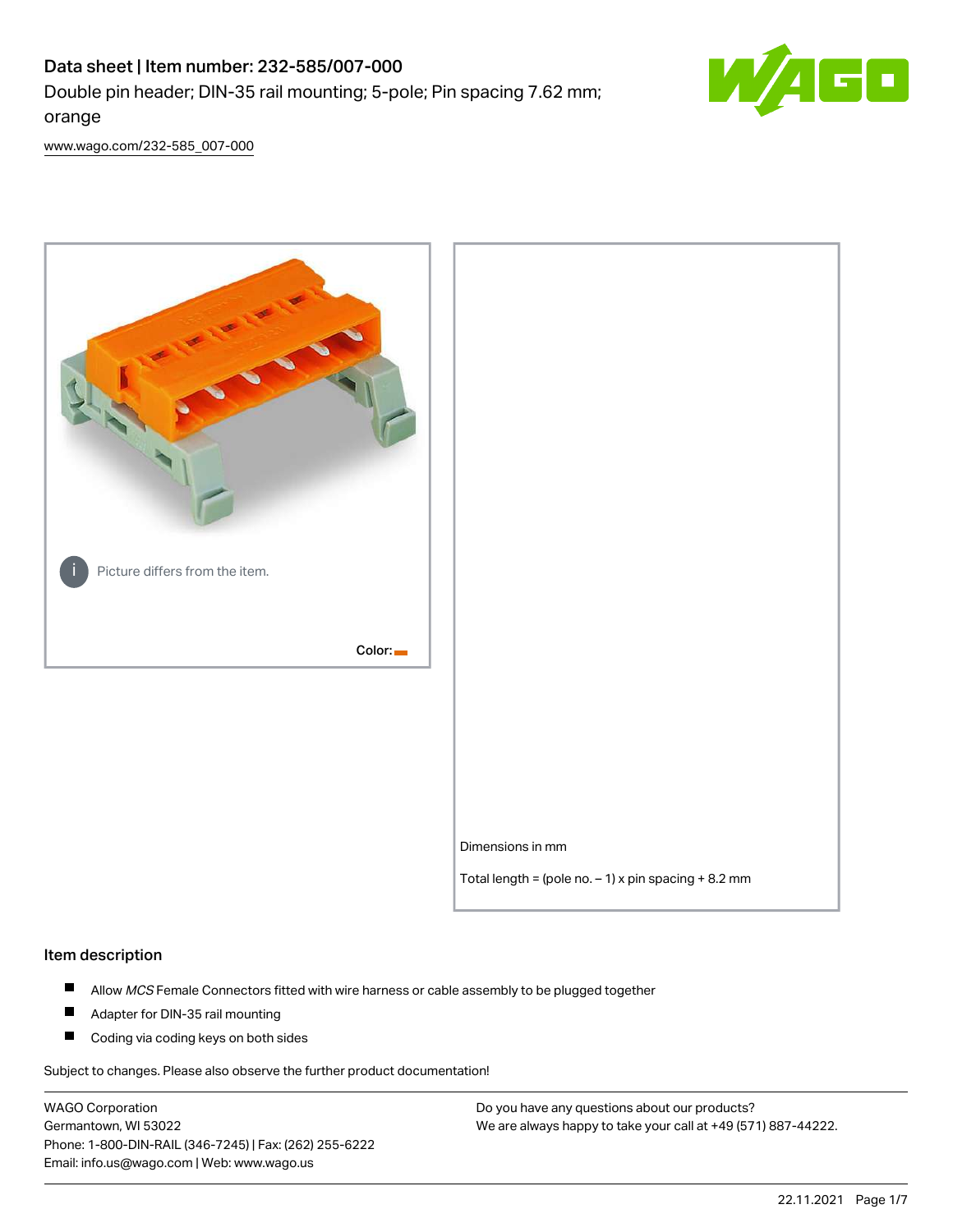# Data sheet | Item number: 232-585/007-000

Double pin header; DIN-35 rail mounting; 5-pole; Pin spacing 7.62 mm; orange

www.wago.com/232-585_007-000

Picture differs from the item.

Color:

Dimensions in mm

Total length = (pole no. – 1) x pin spacing + 8.2 mm

## Item description

- Allow *MCS* Female Connectors fitted with wire harness or cable assembly to be plugged together
- Adapter for DIN-35 rail mounting
- Coding via coding keys on both sides

Subject to changes. Please also observe the further product documentation!

WAGO Corporation
Germantown, WI 53022
Phone: 1-800-DIN-RAIL (346-7245) | Fax: (262) 255-6222
Email: info.us@wago.com | Web: www.wago.us

Do you have any questions about our products?
We are always happy to take your call at +49 (571) 887-44222.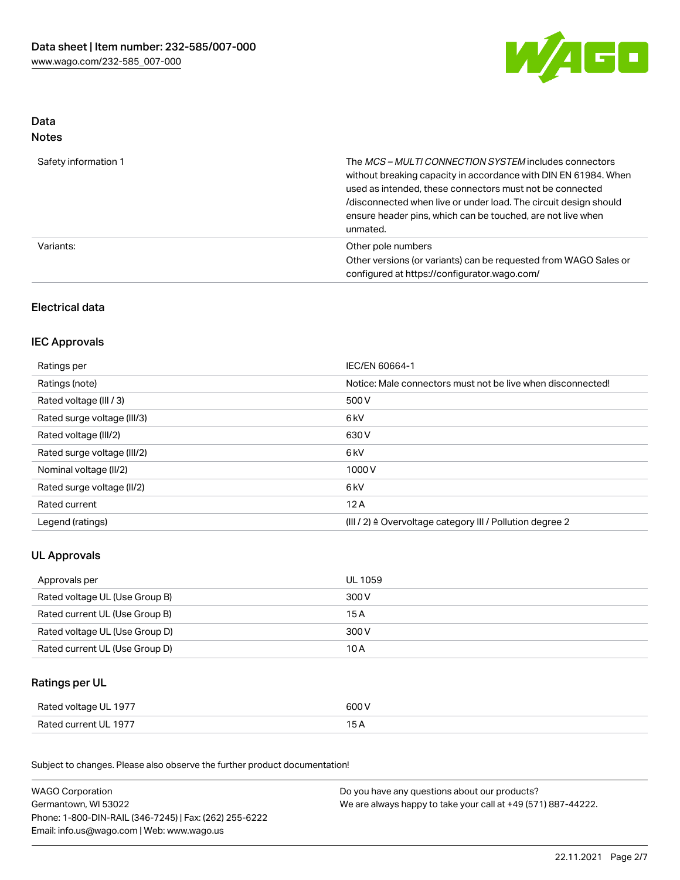## Data

### Notes

| | |
|---|---|
| Safety information 1 | The *MCS – MULTI CONNECTION SYSTEM* includes connectors without breaking capacity in accordance with DIN EN 61984. When used as intended, these connectors must not be connected /disconnected when live or under load. The circuit design should ensure header pins, which can be touched, are not live when unmated. |
| Variants: | Other pole numbers<br>Other versions (or variants) can be requested from WAGO Sales or configured at https://configurator.wago.com/ |

## Electrical data

### IEC Approvals

| | |
|---|---|
| Ratings per | IEC/EN 60664-1 |
| Ratings (note) | Notice: Male connectors must not be live when disconnected! |
| Rated voltage (III / 3) | 500 V |
| Rated surge voltage (III/3) | 6 kV |
| Rated voltage (III/2) | 630 V |
| Rated surge voltage (III/2) | 6 kV |
| Nominal voltage (II/2) | 1000 V |
| Rated surge voltage (II/2) | 6 kV |
| Rated current | 12 A |
| Legend (ratings) | (III / 2) ≙ Overvoltage category III / Pollution degree 2 |

### UL Approvals

| | |
|---|---|
| Approvals per | UL 1059 |
| Rated voltage UL (Use Group B) | 300 V |
| Rated current UL (Use Group B) | 15 A |
| Rated voltage UL (Use Group D) | 300 V |
| Rated current UL (Use Group D) | 10 A |

### Ratings per UL

| | |
|---|---|
| Rated voltage UL 1977 | 600 V |
| Rated current UL 1977 | 15 A |

Subject to changes. Please also observe the further product documentation!

WAGO Corporation
Germantown, WI 53022
Phone: 1-800-DIN-RAIL (346-7245) | Fax: (262) 255-6222
Email: info.us@wago.com | Web: www.wago.us

Do you have any questions about our products?
We are always happy to take your call at +49 (571) 887-44222.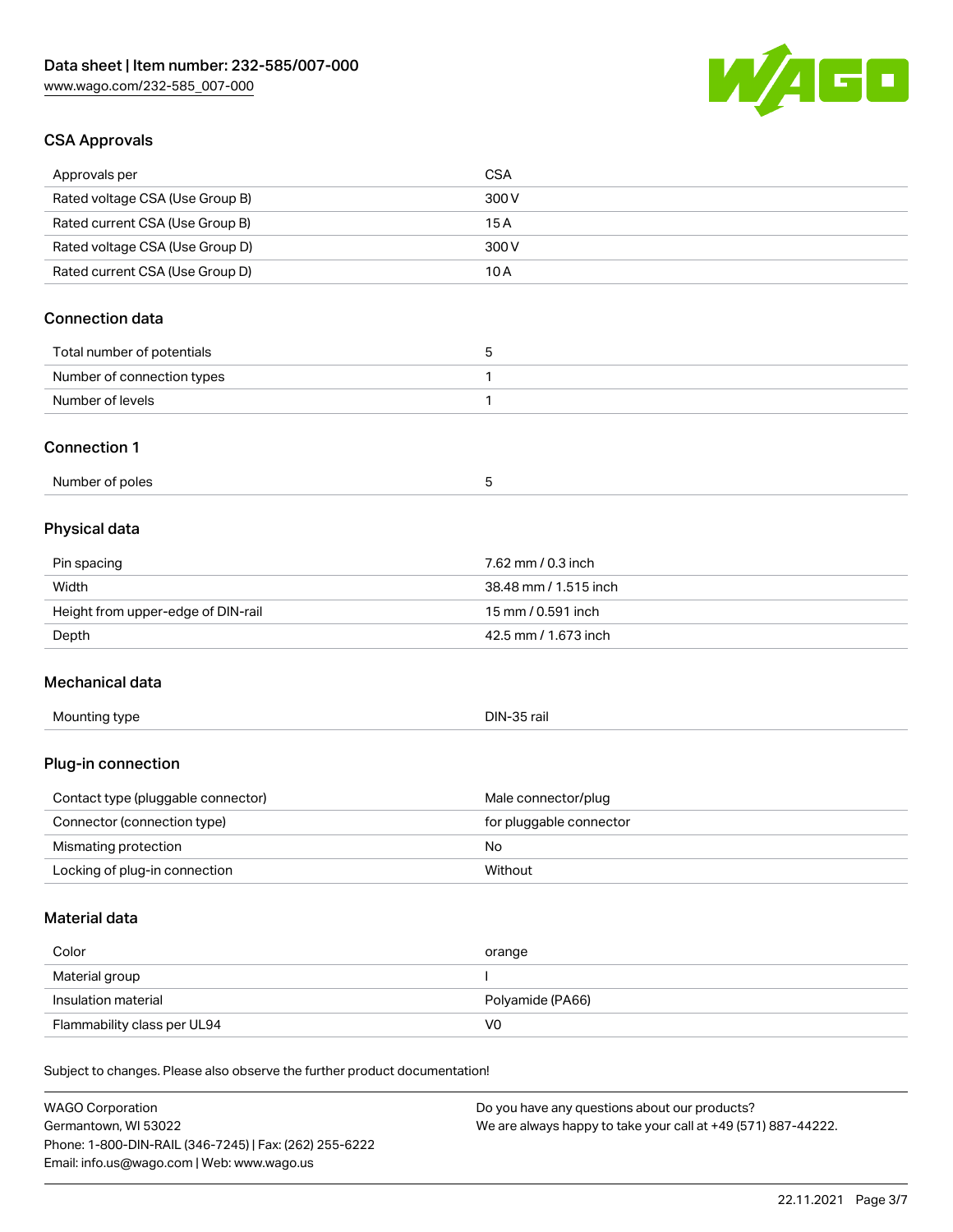## CSA Approvals

| Approvals per | CSA |
| --- | --- |
| Rated voltage CSA (Use Group B) | 300 V |
| Rated current CSA (Use Group B) | 15 A |
| Rated voltage CSA (Use Group D) | 300 V |
| Rated current CSA (Use Group D) | 10 A |

## Connection data

| Total number of potentials | 5 |
| --- | --- |
| Number of connection types | 1 |
| Number of levels | 1 |

## Connection 1

| Number of poles | 5 |
| --- | --- |

## Physical data

| Pin spacing | 7.62 mm / 0.3 inch |
| --- | --- |
| Width | 38.48 mm / 1.515 inch |
| Height from upper-edge of DIN-rail | 15 mm / 0.591 inch |
| Depth | 42.5 mm / 1.673 inch |

## Mechanical data

| Mounting type | DIN-35 rail |
| --- | --- |

## Plug-in connection

| Contact type (pluggable connector) | Male connector/plug |
| --- | --- |
| Connector (connection type) | for pluggable connector |
| Mismating protection | No |
| Locking of plug-in connection | Without |

## Material data

| Color | orange |
| --- | --- |
| Material group | I |
| Insulation material | Polyamide (PA66) |
| Flammability class per UL94 | V0 |

Subject to changes. Please also observe the further product documentation!

WAGO Corporation
Germantown, WI 53022
Phone: 1-800-DIN-RAIL (346-7245) | Fax: (262) 255-6222
Email: info.us@wago.com | Web: www.wago.us

Do you have any questions about our products?
We are always happy to take your call at +49 (571) 887-44222.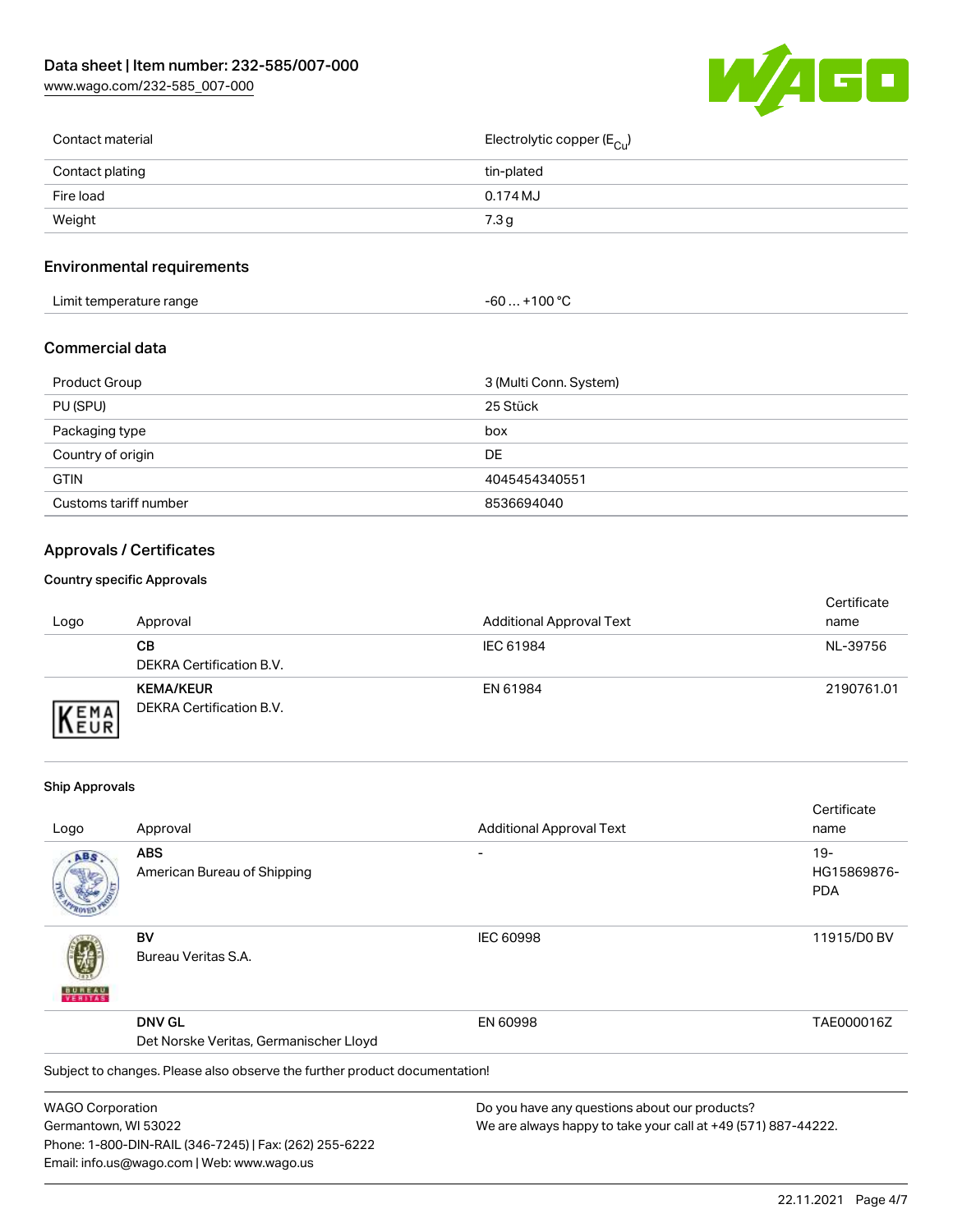| | |
|---|---|
| Contact material | Electrolytic copper ($E_{Cu}$) |
| Contact plating | tin-plated |
| Fire load | 0.174 MJ |
| Weight | 7.3 g |

## Environmental requirements

| | |
|---|---|
| Limit temperature range | -60 … +100 °C |

## Commercial data

| | |
|---|---|
| Product Group | 3 (Multi Conn. System) |
| PU (SPU) | 25 Stück |
| Packaging type | box |
| Country of origin | DE |
| GTIN | 4045454340551 |
| Customs tariff number | 8536694040 |

## Approvals / Certificates

### Country specific Approvals

| Logo | Approval | Additional Approval Text | Certificate name |
|---|---|---|---|
| | **CB** DEKRA Certification B.V. | IEC 61984 | NL-39756 |
| | **KEMA/KEUR** DEKRA Certification B.V. | EN 61984 | 2190761.01 |

### Ship Approvals

| Logo | Approval | Additional Approval Text | Certificate name |
|---|---|---|---|
| | **ABS** American Bureau of Shipping | - | 19-HG15869876-PDA |
| | **BV** Bureau Veritas S.A. | IEC 60998 | 11915/D0 BV |
| | **DNV GL** Det Norske Veritas, Germanischer Lloyd | EN 60998 | TAE000016Z |

Subject to changes. Please also observe the further product documentation!

WAGO Corporation
Germantown, WI 53022
Phone: 1-800-DIN-RAIL (346-7245) | Fax: (262) 255-6222
Email: info.us@wago.com | Web: www.wago.us

Do you have any questions about our products?
We are always happy to take your call at +49 (571) 887-44222.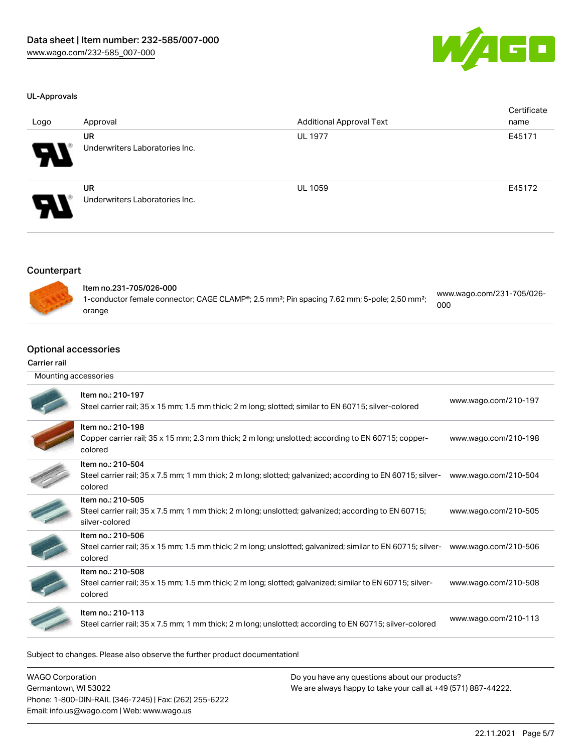### UL-Approvals

| Logo | Approval | Additional Approval Text | Certificate name |
|---|---|---|---|
| | **UR** Underwriters Laboratories Inc. | UL 1977 | E45171 |
| | **UR** Underwriters Laboratories Inc. | UL 1059 | E45172 |

## Counterpart

| | | |
|---|---|---|
| | Item no.231-705/026-000<br>1-conductor female connector; CAGE CLAMP®; 2.5 mm²; Pin spacing 7.62 mm; 5-pole; 2,50 mm²; orange | www.wago.com/231-705/026-000 |

## Optional accessories

### Carrier rail

| Mounting accessories | | |
|---|---|---|
| | Item no.: 210-197<br>Steel carrier rail; 35 x 15 mm; 1.5 mm thick; 2 m long; slotted; similar to EN 60715; silver-colored | www.wago.com/210-197 |
| | Item no.: 210-198<br>Copper carrier rail; 35 x 15 mm; 2.3 mm thick; 2 m long; unslotted; according to EN 60715; copper-colored | www.wago.com/210-198 |
| | Item no.: 210-504<br>Steel carrier rail; 35 x 7.5 mm; 1 mm thick; 2 m long; slotted; galvanized; according to EN 60715; silver-colored | www.wago.com/210-504 |
| | Item no.: 210-505<br>Steel carrier rail; 35 x 7.5 mm; 1 mm thick; 2 m long; unslotted; galvanized; according to EN 60715; silver-colored | www.wago.com/210-505 |
| | Item no.: 210-506<br>Steel carrier rail; 35 x 15 mm; 1.5 mm thick; 2 m long; unslotted; galvanized; similar to EN 60715; silver-colored | www.wago.com/210-506 |
| | Item no.: 210-508<br>Steel carrier rail; 35 x 15 mm; 1.5 mm thick; 2 m long; slotted; galvanized; similar to EN 60715; silver-colored | www.wago.com/210-508 |
| | Item no.: 210-113<br>Steel carrier rail; 35 x 7.5 mm; 1 mm thick; 2 m long; unslotted; according to EN 60715; silver-colored | www.wago.com/210-113 |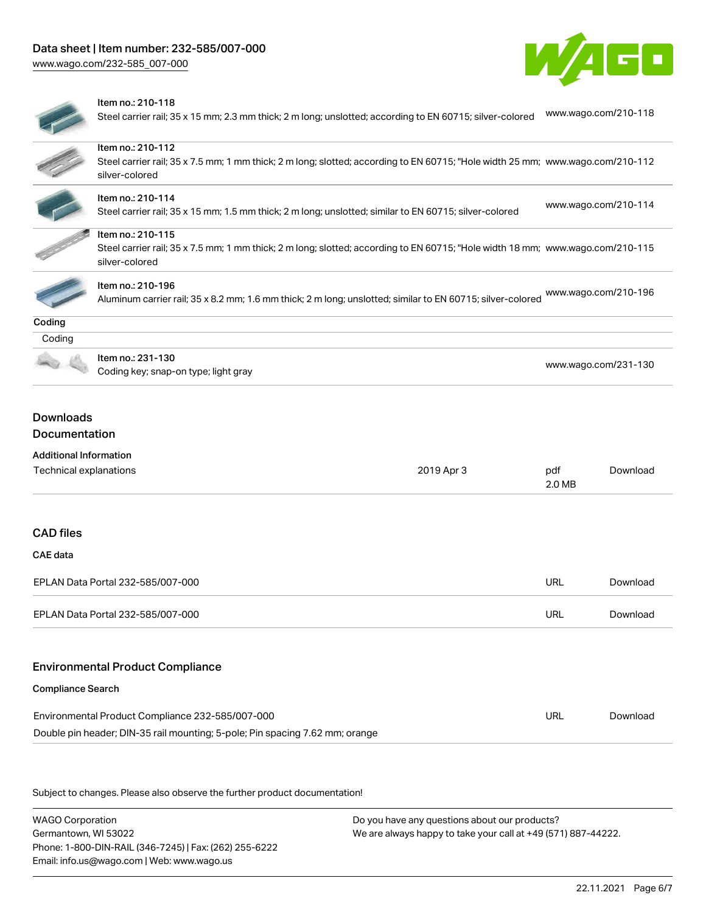| | | |
|---|---|---|
| | Item no.: 210-118<br>Steel carrier rail; 35 x 15 mm; 2.3 mm thick; 2 m long; unslotted; according to EN 60715; silver-colored | www.wago.com/210-118 |
| | Item no.: 210-112<br>Steel carrier rail; 35 x 7.5 mm; 1 mm thick; 2 m long; slotted; according to EN 60715; "Hole width 25 mm; silver-colored | www.wago.com/210-112 |
| | Item no.: 210-114<br>Steel carrier rail; 35 x 15 mm; 1.5 mm thick; 2 m long; unslotted; similar to EN 60715; silver-colored | www.wago.com/210-114 |
| | Item no.: 210-115<br>Steel carrier rail; 35 x 7.5 mm; 1 mm thick; 2 m long; slotted; according to EN 60715; "Hole width 18 mm; silver-colored | www.wago.com/210-115 |
| | Item no.: 210-196<br>Aluminum carrier rail; 35 x 8.2 mm; 1.6 mm thick; 2 m long; unslotted; similar to EN 60715; silver-colored | www.wago.com/210-196 |

**Coding**

Coding

| | | |
|---|---|---|
| | Item no.: 231-130<br>Coding key; snap-on type; light gray | www.wago.com/231-130 |

## Downloads

### Documentation

**Additional Information**

| | | | |
|---|---|---|---|
| Technical explanations | 2019 Apr 3 | pdf<br>2.0 MB | Download |

### CAD files

**CAE data**

| | | |
|---|---|---|
| EPLAN Data Portal 232-585/007-000 | URL | Download |
| EPLAN Data Portal 232-585/007-000 | URL | Download |

### Environmental Product Compliance

**Compliance Search**

| | | |
|---|---|---|
| Environmental Product Compliance 232-585/007-000<br>Double pin header; DIN-35 rail mounting; 5-pole; Pin spacing 7.62 mm; orange | URL | Download |

Subject to changes. Please also observe the further product documentation!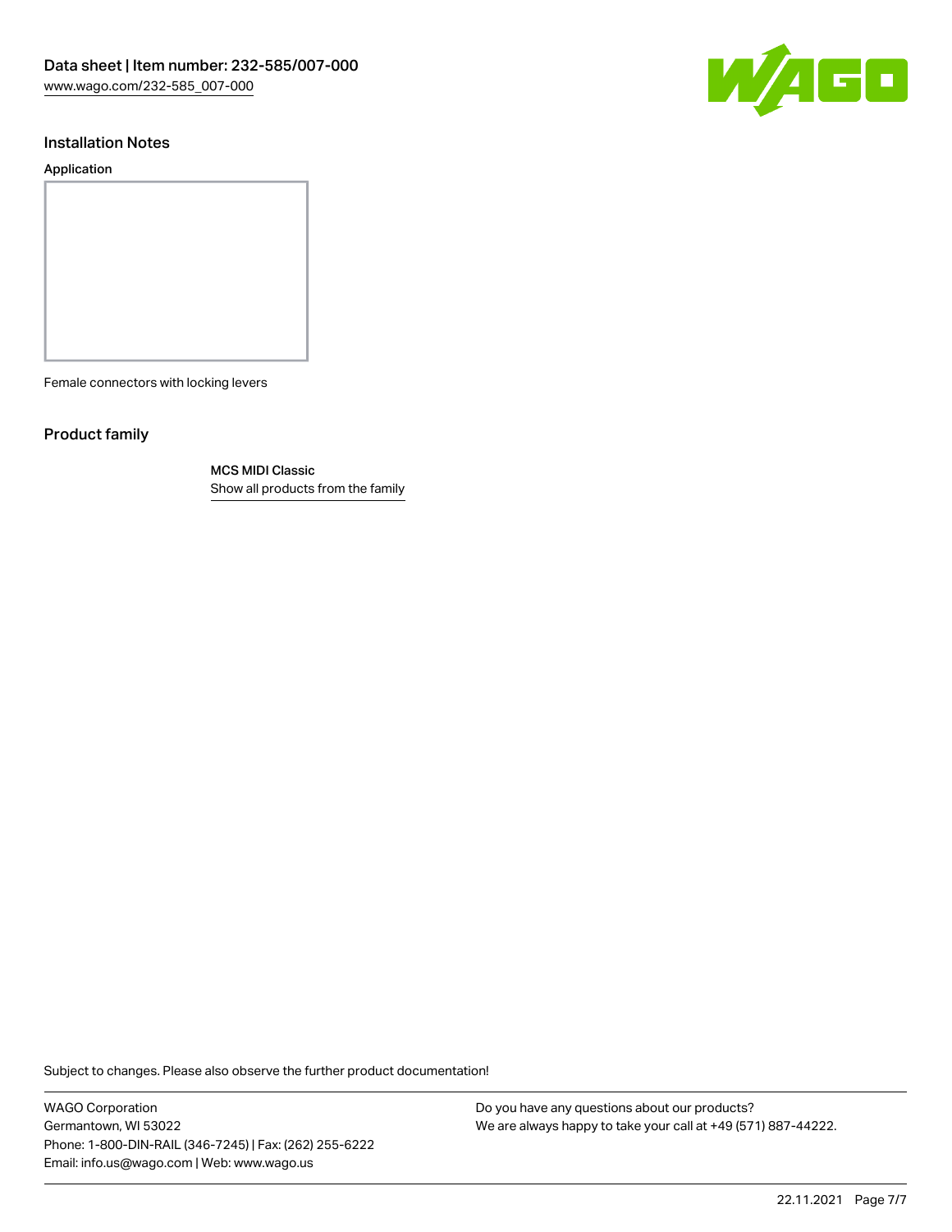## Installation Notes

### Application

Female connectors with locking levers

## Product family

MCS MIDI Classic
Show all products from the family

Subject to changes. Please also observe the further product documentation!

WAGO Corporation
Germantown, WI 53022
Phone: 1-800-DIN-RAIL (346-7245) | Fax: (262) 255-6222
Email: info.us@wago.com | Web: www.wago.us

Do you have any questions about our products?
We are always happy to take your call at +49 (571) 887-44222.